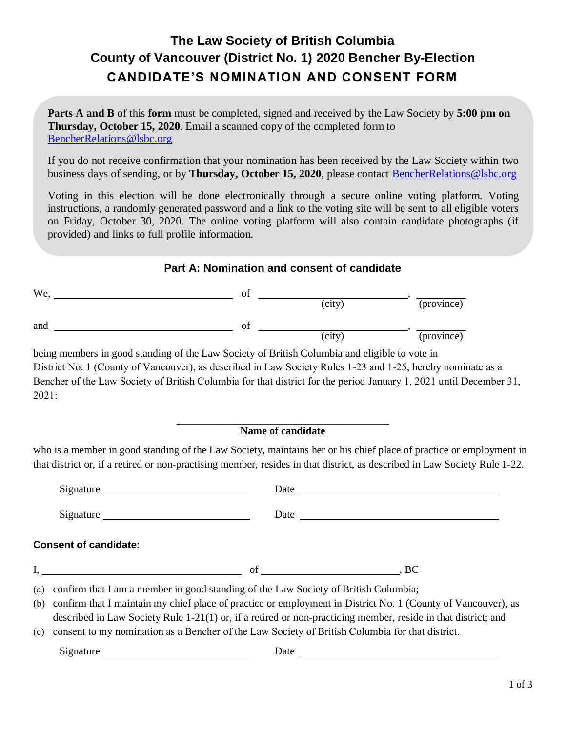# The Law Society of British Columbia
# County of Vancouver (District No. 1) 2020 Bencher By-Election
## CANDIDATE'S NOMINATION AND CONSENT FORM

**Parts A and B** of this **form** must be completed, signed and received by the Law Society by **5:00 pm on Thursday, October 15, 2020**. Email a scanned copy of the completed form to BencherRelations@lsbc.org

If you do not receive confirmation that your nomination has been received by the Law Society within two business days of sending, or by **Thursday, October 15, 2020**, please contact BencherRelations@lsbc.org

Voting in this election will be done electronically through a secure online voting platform. Voting instructions, a randomly generated password and a link to the voting site will be sent to all eligible voters on Friday, October 30, 2020. The online voting platform will also contain candidate photographs (if provided) and links to full profile information.

### Part A: Nomination and consent of candidate

We, ______________________________ of ______________________________ (city), __________ (province)

and ______________________________ of ______________________________ (city), __________ (province)

being members in good standing of the Law Society of British Columbia and eligible to vote in District No. 1 (County of Vancouver), as described in Law Society Rules 1-23 and 1-25, hereby nominate as a Bencher of the Law Society of British Columbia for that district for the period January 1, 2021 until December 31, 2021:

______________________________
**Name of candidate**

who is a member in good standing of the Law Society, maintains her or his chief place of practice or employment in that district or, if a retired or non-practising member, resides in that district, as described in Law Society Rule 1-22.

Signature ______________________________ Date ______________________________

Signature ______________________________ Date ______________________________

**Consent of candidate:**

I, ______________________________ of ______________________________, BC

(a) confirm that I am a member in good standing of the Law Society of British Columbia;

(b) confirm that I maintain my chief place of practice or employment in District No. 1 (County of Vancouver), as described in Law Society Rule 1-21(1) or, if a retired or non-practicing member, reside in that district; and

(c) consent to my nomination as a Bencher of the Law Society of British Columbia for that district.

Signature ______________________________ Date ______________________________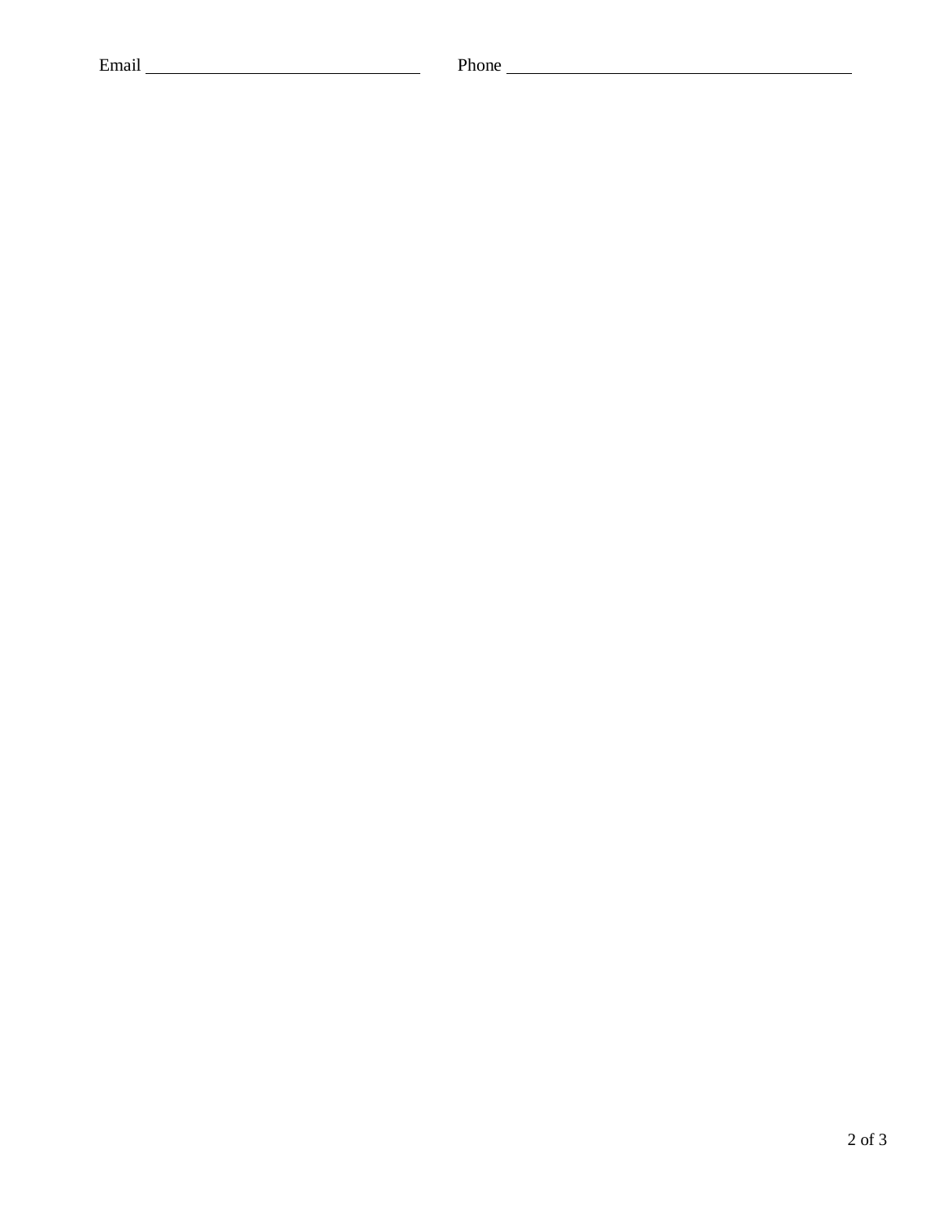Email ______________________________ Phone ______________________________________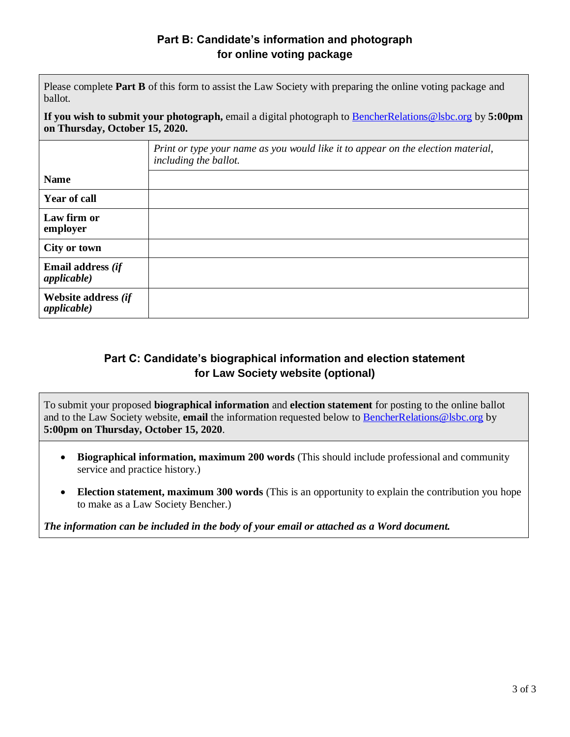## Part B: Candidate's information and photograph for online voting package

Please complete **Part B** of this form to assist the Law Society with preparing the online voting package and ballot.

**If you wish to submit your photograph,** email a digital photograph to BencherRelations@lsbc.org by **5:00pm on Thursday, October 15, 2020.**

| | |
|---|---|
| **Name** | *Print or type your name as you would like it to appear on the election material, including the ballot.* |
| | |
| **Year of call** | |
| **Law firm or employer** | |
| **City or town** | |
| **Email address *(if applicable)*** | |
| **Website address *(if applicable)*** | |

## Part C: Candidate's biographical information and election statement for Law Society website (optional)

To submit your proposed **biographical information** and **election statement** for posting to the online ballot and to the Law Society website, **email** the information requested below to BencherRelations@lsbc.org by **5:00pm on Thursday, October 15, 2020**.

- **Biographical information, maximum 200 words** (This should include professional and community service and practice history.)
- **Election statement, maximum 300 words** (This is an opportunity to explain the contribution you hope to make as a Law Society Bencher.)

***The information can be included in the body of your email or attached as a Word document.***